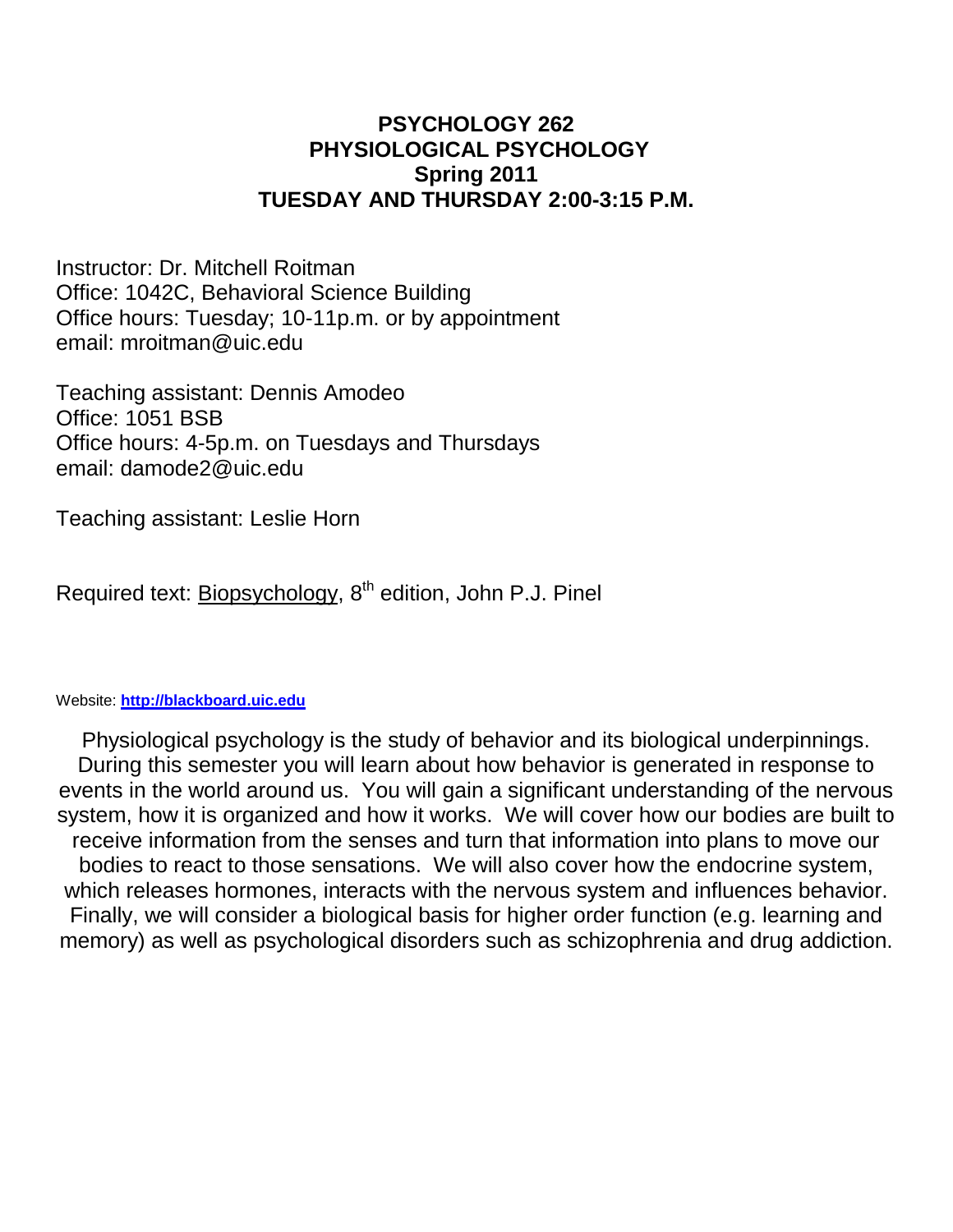# PSYCHOLOGY 262
# PHYSIOLOGICAL PSYCHOLOGY
## Spring 2011
## TUESDAY AND THURSDAY 2:00-3:15 P.M.

Instructor: Dr. Mitchell Roitman
Office: 1042C, Behavioral Science Building
Office hours: Tuesday; 10-11p.m. or by appointment
email: mroitman@uic.edu

Teaching assistant: Dennis Amodeo
Office: 1051 BSB
Office hours: 4-5p.m. on Tuesdays and Thursdays
email: damode2@uic.edu

Teaching assistant: Leslie Horn

Required text: Biopsychology, 8th edition, John P.J. Pinel

Website: **http://blackboard.uic.edu**

Physiological psychology is the study of behavior and its biological underpinnings. During this semester you will learn about how behavior is generated in response to events in the world around us. You will gain a significant understanding of the nervous system, how it is organized and how it works. We will cover how our bodies are built to receive information from the senses and turn that information into plans to move our bodies to react to those sensations. We will also cover how the endocrine system, which releases hormones, interacts with the nervous system and influences behavior. Finally, we will consider a biological basis for higher order function (e.g. learning and memory) as well as psychological disorders such as schizophrenia and drug addiction.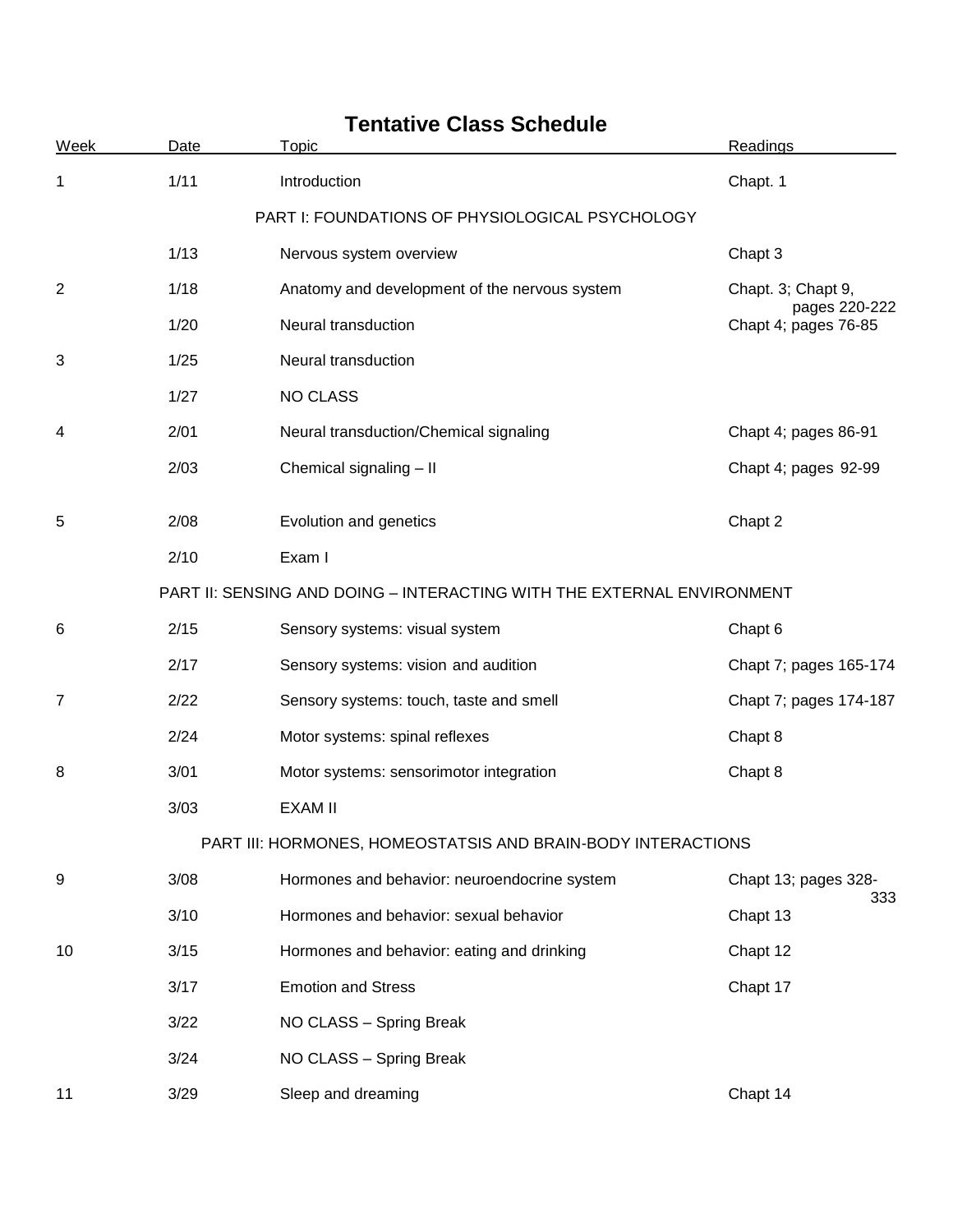# Tentative Class Schedule

| Week | Date | Topic | Readings |
|---|---|---|---|
| 1 | 1/11 | Introduction | Chapt. 1 |
| | | PART I: FOUNDATIONS OF PHYSIOLOGICAL PSYCHOLOGY | |
| | 1/13 | Nervous system overview | Chapt 3 |
| 2 | 1/18 | Anatomy and development of the nervous system | Chapt. 3; Chapt 9, pages 220-222 |
| | 1/20 | Neural transduction | Chapt 4; pages 76-85 |
| 3 | 1/25 | Neural transduction | |
| | 1/27 | NO CLASS | |
| 4 | 2/01 | Neural transduction/Chemical signaling | Chapt 4; pages 86-91 |
| | 2/03 | Chemical signaling – II | Chapt 4; pages 92-99 |
| 5 | 2/08 | Evolution and genetics | Chapt 2 |
| | 2/10 | Exam I | |
| | | PART II: SENSING AND DOING – INTERACTING WITH THE EXTERNAL ENVIRONMENT | |
| 6 | 2/15 | Sensory systems: visual system | Chapt 6 |
| | 2/17 | Sensory systems: vision and audition | Chapt 7; pages 165-174 |
| 7 | 2/22 | Sensory systems: touch, taste and smell | Chapt 7; pages 174-187 |
| | 2/24 | Motor systems: spinal reflexes | Chapt 8 |
| 8 | 3/01 | Motor systems: sensorimotor integration | Chapt 8 |
| | 3/03 | EXAM II | |
| | | PART III: HORMONES, HOMEOSTATSIS AND BRAIN-BODY INTERACTIONS | |
| 9 | 3/08 | Hormones and behavior: neuroendocrine system | Chapt 13; pages 328-333 |
| | 3/10 | Hormones and behavior: sexual behavior | Chapt 13 |
| 10 | 3/15 | Hormones and behavior: eating and drinking | Chapt 12 |
| | 3/17 | Emotion and Stress | Chapt 17 |
| | 3/22 | NO CLASS – Spring Break | |
| | 3/24 | NO CLASS – Spring Break | |
| 11 | 3/29 | Sleep and dreaming | Chapt 14 |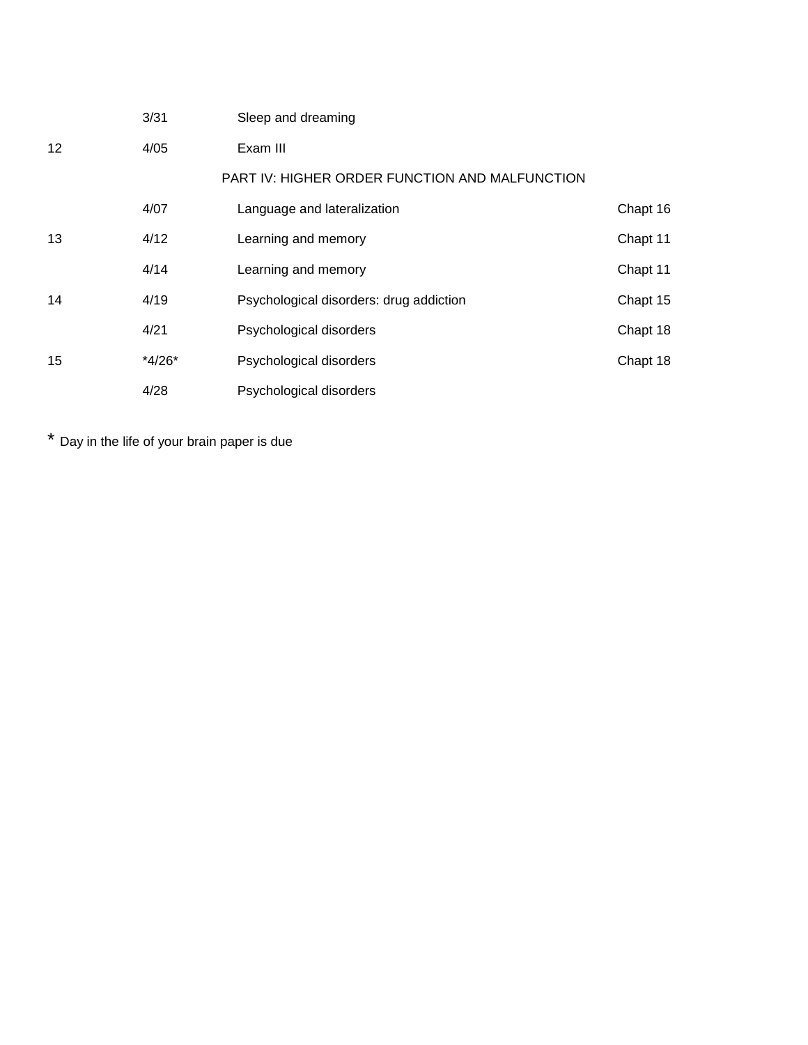| | | | |
|---|---|---|---|
| | 3/31 | Sleep and dreaming | |
| 12 | 4/05 | Exam III | |
| | | PART IV: HIGHER ORDER FUNCTION AND MALFUNCTION | |
| | 4/07 | Language and lateralization | Chapt 16 |
| 13 | 4/12 | Learning and memory | Chapt 11 |
| | 4/14 | Learning and memory | Chapt 11 |
| 14 | 4/19 | Psychological disorders: drug addiction | Chapt 15 |
| | 4/21 | Psychological disorders | Chapt 18 |
| 15 | *4/26* | Psychological disorders | Chapt 18 |
| | 4/28 | Psychological disorders | |

* Day in the life of your brain paper is due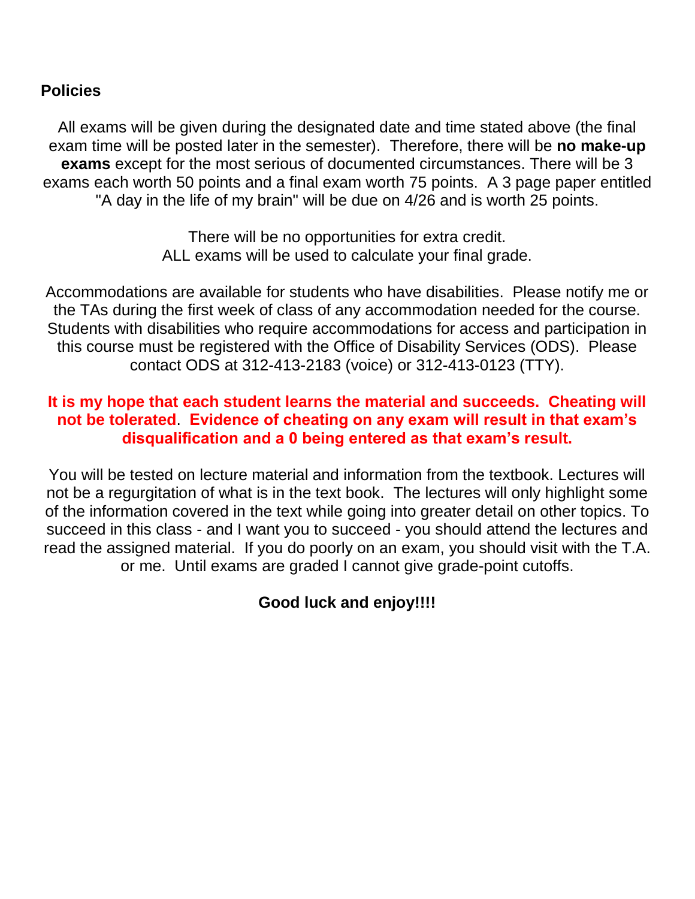**Policies**

All exams will be given during the designated date and time stated above (the final exam time will be posted later in the semester). Therefore, there will be **no make-up exams** except for the most serious of documented circumstances. There will be 3 exams each worth 50 points and a final exam worth 75 points. A 3 page paper entitled "A day in the life of my brain" will be due on 4/26 and is worth 25 points.

There will be no opportunities for extra credit.
ALL exams will be used to calculate your final grade.

Accommodations are available for students who have disabilities. Please notify me or the TAs during the first week of class of any accommodation needed for the course. Students with disabilities who require accommodations for access and participation in this course must be registered with the Office of Disability Services (ODS). Please contact ODS at 312-413-2183 (voice) or 312-413-0123 (TTY).

**It is my hope that each student learns the material and succeeds. Cheating will not be tolerated. Evidence of cheating on any exam will result in that exam's disqualification and a 0 being entered as that exam's result.**

You will be tested on lecture material and information from the textbook. Lectures will not be a regurgitation of what is in the text book. The lectures will only highlight some of the information covered in the text while going into greater detail on other topics. To succeed in this class - and I want you to succeed - you should attend the lectures and read the assigned material. If you do poorly on an exam, you should visit with the T.A. or me. Until exams are graded I cannot give grade-point cutoffs.

**Good luck and enjoy!!!!**